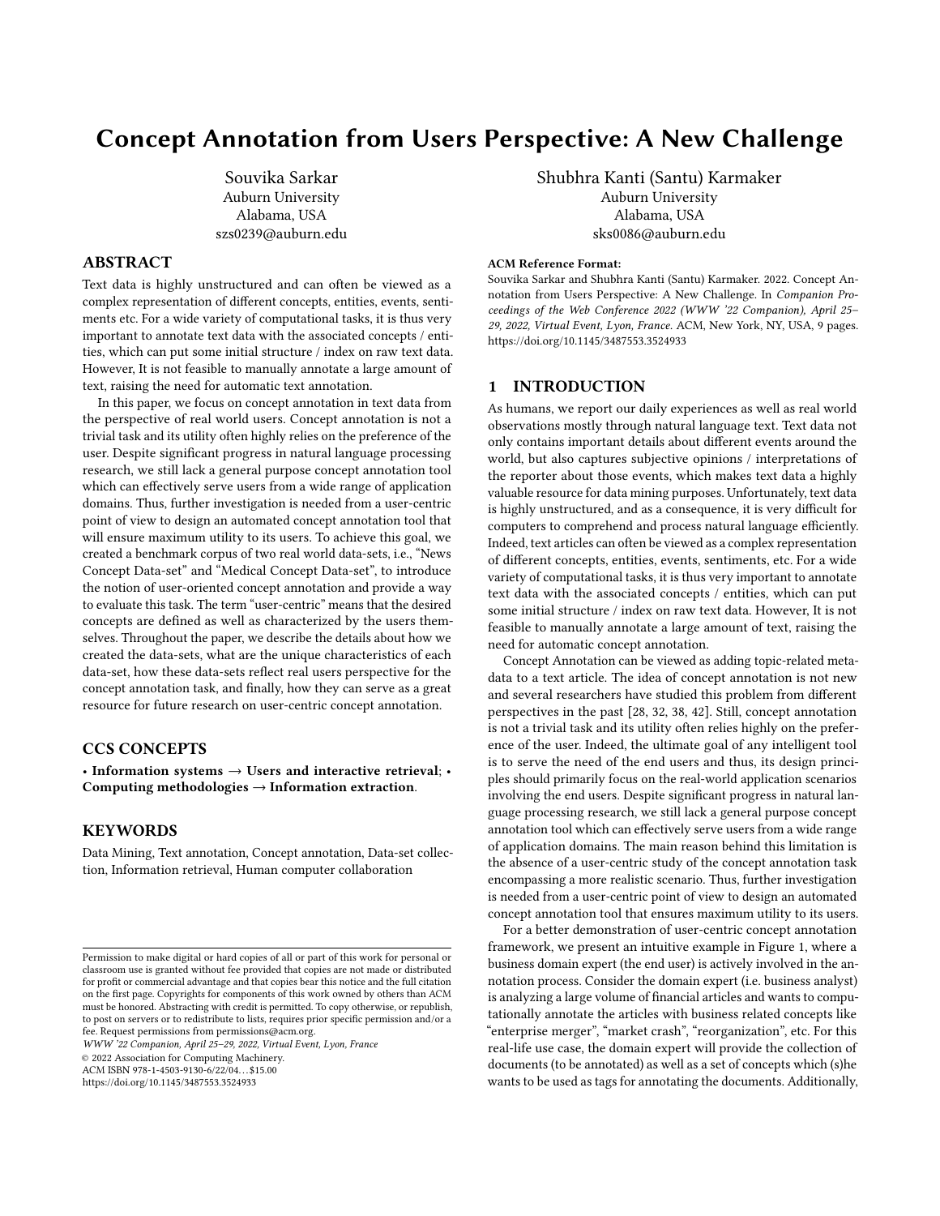# Concept Annotation from Users Perspective: A New Challenge

Souvika Sarkar
Auburn University
Alabama, USA
szs0239@auburn.edu

Shubhra Kanti (Santu) Karmaker
Auburn University
Alabama, USA
sks0086@auburn.edu

## ABSTRACT

Text data is highly unstructured and can often be viewed as a complex representation of different concepts, entities, events, sentiments etc. For a wide variety of computational tasks, it is thus very important to annotate text data with the associated concepts / entities, which can put some initial structure / index on raw text data. However, It is not feasible to manually annotate a large amount of text, raising the need for automatic text annotation.

In this paper, we focus on concept annotation in text data from the perspective of real world users. Concept annotation is not a trivial task and its utility often highly relies on the preference of the user. Despite significant progress in natural language processing research, we still lack a general purpose concept annotation tool which can effectively serve users from a wide range of application domains. Thus, further investigation is needed from a user-centric point of view to design an automated concept annotation tool that will ensure maximum utility to its users. To achieve this goal, we created a benchmark corpus of two real world data-sets, i.e., "News Concept Data-set" and "Medical Concept Data-set", to introduce the notion of user-oriented concept annotation and provide a way to evaluate this task. The term "user-centric" means that the desired concepts are defined as well as characterized by the users themselves. Throughout the paper, we describe the details about how we created the data-sets, what are the unique characteristics of each data-set, how these data-sets reflect real users perspective for the concept annotation task, and finally, how they can serve as a great resource for future research on user-centric concept annotation.

## CCS CONCEPTS

• **Information systems** → **Users and interactive retrieval**; • **Computing methodologies** → **Information extraction**.

## KEYWORDS

Data Mining, Text annotation, Concept annotation, Data-set collection, Information retrieval, Human computer collaboration

Permission to make digital or hard copies of all or part of this work for personal or classroom use is granted without fee provided that copies are not made or distributed for profit or commercial advantage and that copies bear this notice and the full citation on the first page. Copyrights for components of this work owned by others than ACM must be honored. Abstracting with credit is permitted. To copy otherwise, or republish, to post on servers or to redistribute to lists, requires prior specific permission and/or a fee. Request permissions from permissions@acm.org.
*WWW '22 Companion, April 25–29, 2022, Virtual Event, Lyon, France*
© 2022 Association for Computing Machinery.
ACM ISBN 978-1-4503-9130-6/22/04…$15.00
https://doi.org/10.1145/3487553.3524933

**ACM Reference Format:**
Souvika Sarkar and Shubhra Kanti (Santu) Karmaker. 2022. Concept Annotation from Users Perspective: A New Challenge. In *Companion Proceedings of the Web Conference 2022 (WWW '22 Companion), April 25–29, 2022, Virtual Event, Lyon, France.* ACM, New York, NY, USA, 9 pages. https://doi.org/10.1145/3487553.3524933

## 1 INTRODUCTION

As humans, we report our daily experiences as well as real world observations mostly through natural language text. Text data not only contains important details about different events around the world, but also captures subjective opinions / interpretations of the reporter about those events, which makes text data a highly valuable resource for data mining purposes. Unfortunately, text data is highly unstructured, and as a consequence, it is very difficult for computers to comprehend and process natural language efficiently. Indeed, text articles can often be viewed as a complex representation of different concepts, entities, events, sentiments, etc. For a wide variety of computational tasks, it is thus very important to annotate text data with the associated concepts / entities, which can put some initial structure / index on raw text data. However, It is not feasible to manually annotate a large amount of text, raising the need for automatic concept annotation.

Concept Annotation can be viewed as adding topic-related metadata to a text article. The idea of concept annotation is not new and several researchers have studied this problem from different perspectives in the past [28, 32, 38, 42]. Still, concept annotation is not a trivial task and its utility often relies highly on the preference of the user. Indeed, the ultimate goal of any intelligent tool is to serve the need of the end users and thus, its design principles should primarily focus on the real-world application scenarios involving the end users. Despite significant progress in natural language processing research, we still lack a general purpose concept annotation tool which can effectively serve users from a wide range of application domains. The main reason behind this limitation is the absence of a user-centric study of the concept annotation task encompassing a more realistic scenario. Thus, further investigation is needed from a user-centric point of view to design an automated concept annotation tool that ensures maximum utility to its users.

For a better demonstration of user-centric concept annotation framework, we present an intuitive example in Figure 1, where a business domain expert (the end user) is actively involved in the annotation process. Consider the domain expert (i.e. business analyst) is analyzing a large volume of financial articles and wants to computationally annotate the articles with business related concepts like "enterprise merger", "market crash", "reorganization", etc. For this real-life use case, the domain expert will provide the collection of documents (to be annotated) as well as a set of concepts which (s)he wants to be used as tags for annotating the documents. Additionally,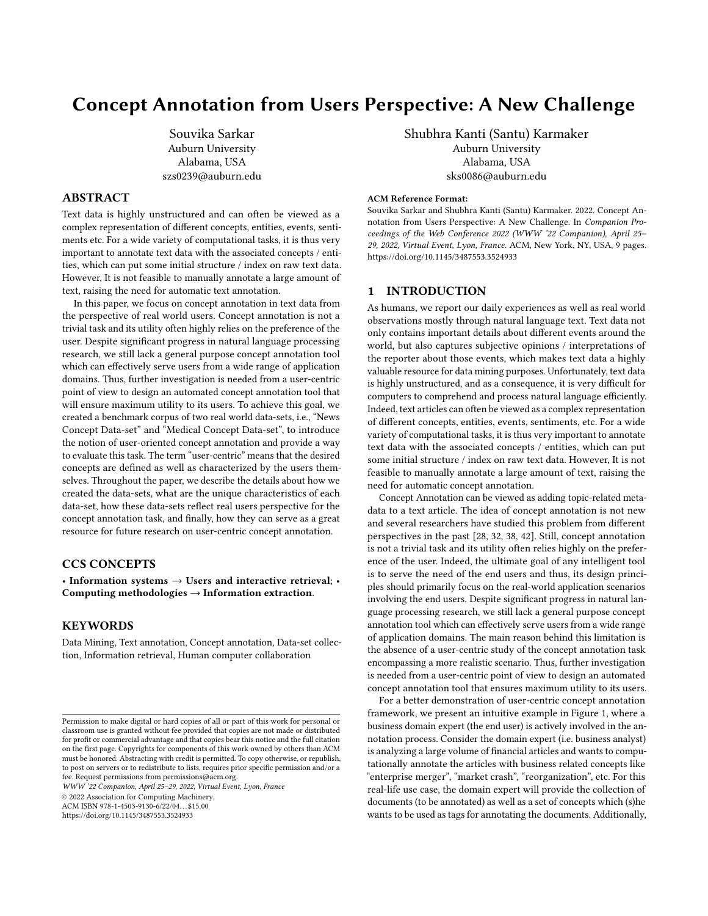# Concept Annotation from Users Perspective: A New Challenge

Souvika Sarkar
Auburn University
Alabama, USA
szs0239@auburn.edu

Shubhra Kanti (Santu) Karmaker
Auburn University
Alabama, USA
sks0086@auburn.edu

## ABSTRACT

Text data is highly unstructured and can often be viewed as a complex representation of different concepts, entities, events, sentiments etc. For a wide variety of computational tasks, it is thus very important to annotate text data with the associated concepts / entities, which can put some initial structure / index on raw text data. However, It is not feasible to manually annotate a large amount of text, raising the need for automatic text annotation.

In this paper, we focus on concept annotation in text data from the perspective of real world users. Concept annotation is not a trivial task and its utility often highly relies on the preference of the user. Despite significant progress in natural language processing research, we still lack a general purpose concept annotation tool which can effectively serve users from a wide range of application domains. Thus, further investigation is needed from a user-centric point of view to design an automated concept annotation tool that will ensure maximum utility to its users. To achieve this goal, we created a benchmark corpus of two real world data-sets, i.e., "News Concept Data-set" and "Medical Concept Data-set", to introduce the notion of user-oriented concept annotation and provide a way to evaluate this task. The term "user-centric" means that the desired concepts are defined as well as characterized by the users themselves. Throughout the paper, we describe the details about how we created the data-sets, what are the unique characteristics of each data-set, how these data-sets reflect real users perspective for the concept annotation task, and finally, how they can serve as a great resource for future research on user-centric concept annotation.

## CCS CONCEPTS

• **Information systems → Users and interactive retrieval**; • **Computing methodologies → Information extraction**.

## KEYWORDS

Data Mining, Text annotation, Concept annotation, Data-set collection, Information retrieval, Human computer collaboration

Permission to make digital or hard copies of all or part of this work for personal or classroom use is granted without fee provided that copies are not made or distributed for profit or commercial advantage and that copies bear this notice and the full citation on the first page. Copyrights for components of this work owned by others than ACM must be honored. Abstracting with credit is permitted. To copy otherwise, or republish, to post on servers or to redistribute to lists, requires prior specific permission and/or a fee. Request permissions from permissions@acm.org.
*WWW '22 Companion, April 25–29, 2022, Virtual Event, Lyon, France*
© 2022 Association for Computing Machinery.
ACM ISBN 978-1-4503-9130-6/22/04...$15.00
https://doi.org/10.1145/3487553.3524933

**ACM Reference Format:**
Souvika Sarkar and Shubhra Kanti (Santu) Karmaker. 2022. Concept Annotation from Users Perspective: A New Challenge. In *Companion Proceedings of the Web Conference 2022 (WWW '22 Companion), April 25–29, 2022, Virtual Event, Lyon, France.* ACM, New York, NY, USA, 9 pages. https://doi.org/10.1145/3487553.3524933

## 1 INTRODUCTION

As humans, we report our daily experiences as well as real world observations mostly through natural language text. Text data not only contains important details about different events around the world, but also captures subjective opinions / interpretations of the reporter about those events, which makes text data a highly valuable resource for data mining purposes. Unfortunately, text data is highly unstructured, and as a consequence, it is very difficult for computers to comprehend and process natural language efficiently. Indeed, text articles can often be viewed as a complex representation of different concepts, entities, events, sentiments, etc. For a wide variety of computational tasks, it is thus very important to annotate text data with the associated concepts / entities, which can put some initial structure / index on raw text data. However, It is not feasible to manually annotate a large amount of text, raising the need for automatic concept annotation.

Concept Annotation can be viewed as adding topic-related metadata to a text article. The idea of concept annotation is not new and several researchers have studied this problem from different perspectives in the past [28, 32, 38, 42]. Still, concept annotation is not a trivial task and its utility often relies highly on the preference of the user. Indeed, the ultimate goal of any intelligent tool is to serve the need of the end users and thus, its design principles should primarily focus on the real-world application scenarios involving the end users. Despite significant progress in natural language processing research, we still lack a general purpose concept annotation tool which can effectively serve users from a wide range of application domains. The main reason behind this limitation is the absence of a user-centric study of the concept annotation task encompassing a more realistic scenario. Thus, further investigation is needed from a user-centric point of view to design an automated concept annotation tool that ensures maximum utility to its users.

For a better demonstration of user-centric concept annotation framework, we present an intuitive example in Figure 1, where a business domain expert (the end user) is actively involved in the annotation process. Consider the domain expert (i.e. business analyst) is analyzing a large volume of financial articles and wants to computationally annotate the articles with business related concepts like "enterprise merger", "market crash", "reorganization", etc. For this real-life use case, the domain expert will provide the collection of documents (to be annotated) as well as a set of concepts which (s)he wants to be used as tags for annotating the documents. Additionally,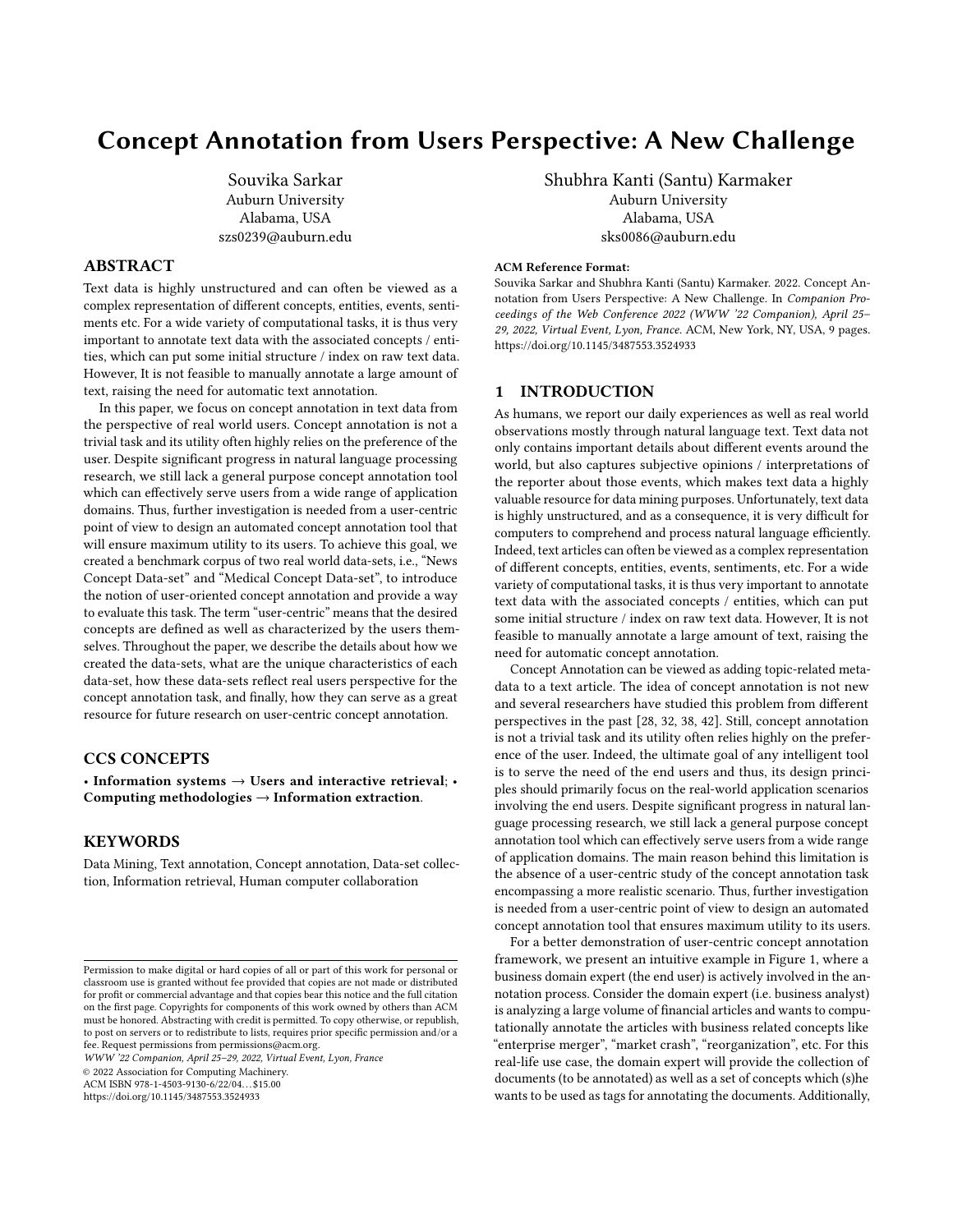# Concept Annotation from Users Perspective: A New Challenge

Souvika Sarkar
Auburn University
Alabama, USA
szs0239@auburn.edu

Shubhra Kanti (Santu) Karmaker
Auburn University
Alabama, USA
sks0086@auburn.edu

## ABSTRACT

Text data is highly unstructured and can often be viewed as a complex representation of different concepts, entities, events, sentiments etc. For a wide variety of computational tasks, it is thus very important to annotate text data with the associated concepts / entities, which can put some initial structure / index on raw text data. However, It is not feasible to manually annotate a large amount of text, raising the need for automatic text annotation.

In this paper, we focus on concept annotation in text data from the perspective of real world users. Concept annotation is not a trivial task and its utility often highly relies on the preference of the user. Despite significant progress in natural language processing research, we still lack a general purpose concept annotation tool which can effectively serve users from a wide range of application domains. Thus, further investigation is needed from a user-centric point of view to design an automated concept annotation tool that will ensure maximum utility to its users. To achieve this goal, we created a benchmark corpus of two real world data-sets, i.e., "News Concept Data-set" and "Medical Concept Data-set", to introduce the notion of user-oriented concept annotation and provide a way to evaluate this task. The term "user-centric" means that the desired concepts are defined as well as characterized by the users themselves. Throughout the paper, we describe the details about how we created the data-sets, what are the unique characteristics of each data-set, how these data-sets reflect real users perspective for the concept annotation task, and finally, how they can serve as a great resource for future research on user-centric concept annotation.

## CCS CONCEPTS

• **Information systems → Users and interactive retrieval**; • **Computing methodologies → Information extraction**.

## KEYWORDS

Data Mining, Text annotation, Concept annotation, Data-set collection, Information retrieval, Human computer collaboration

Permission to make digital or hard copies of all or part of this work for personal or classroom use is granted without fee provided that copies are not made or distributed for profit or commercial advantage and that copies bear this notice and the full citation on the first page. Copyrights for components of this work owned by others than ACM must be honored. Abstracting with credit is permitted. To copy otherwise, or republish, to post on servers or to redistribute to lists, requires prior specific permission and/or a fee. Request permissions from permissions@acm.org.
*WWW '22 Companion, April 25–29, 2022, Virtual Event, Lyon, France*
© 2022 Association for Computing Machinery.
ACM ISBN 978-1-4503-9130-6/22/04...$15.00
https://doi.org/10.1145/3487553.3524933

**ACM Reference Format:**
Souvika Sarkar and Shubhra Kanti (Santu) Karmaker. 2022. Concept Annotation from Users Perspective: A New Challenge. In *Companion Proceedings of the Web Conference 2022 (WWW '22 Companion), April 25–29, 2022, Virtual Event, Lyon, France.* ACM, New York, NY, USA, 9 pages. https://doi.org/10.1145/3487553.3524933

## 1 INTRODUCTION

As humans, we report our daily experiences as well as real world observations mostly through natural language text. Text data not only contains important details about different events around the world, but also captures subjective opinions / interpretations of the reporter about those events, which makes text data a highly valuable resource for data mining purposes. Unfortunately, text data is highly unstructured, and as a consequence, it is very difficult for computers to comprehend and process natural language efficiently. Indeed, text articles can often be viewed as a complex representation of different concepts, entities, events, sentiments, etc. For a wide variety of computational tasks, it is thus very important to annotate text data with the associated concepts / entities, which can put some initial structure / index on raw text data. However, It is not feasible to manually annotate a large amount of text, raising the need for automatic concept annotation.

Concept Annotation can be viewed as adding topic-related metadata to a text article. The idea of concept annotation is not new and several researchers have studied this problem from different perspectives in the past [28, 32, 38, 42]. Still, concept annotation is not a trivial task and its utility often relies highly on the preference of the user. Indeed, the ultimate goal of any intelligent tool is to serve the need of the end users and thus, its design principles should primarily focus on the real-world application scenarios involving the end users. Despite significant progress in natural language processing research, we still lack a general purpose concept annotation tool which can effectively serve users from a wide range of application domains. The main reason behind this limitation is the absence of a user-centric study of the concept annotation task encompassing a more realistic scenario. Thus, further investigation is needed from a user-centric point of view to design an automated concept annotation tool that ensures maximum utility to its users.

For a better demonstration of user-centric concept annotation framework, we present an intuitive example in Figure 1, where a business domain expert (the end user) is actively involved in the annotation process. Consider the domain expert (i.e. business analyst) is analyzing a large volume of financial articles and wants to computationally annotate the articles with business related concepts like "enterprise merger", "market crash", "reorganization", etc. For this real-life use case, the domain expert will provide the collection of documents (to be annotated) as well as a set of concepts which (s)he wants to be used as tags for annotating the documents. Additionally,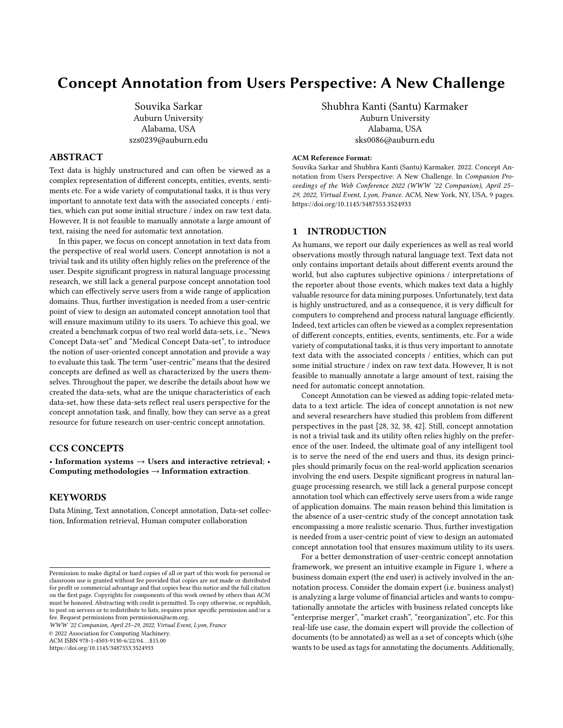# Concept Annotation from Users Perspective: A New Challenge

Souvika Sarkar
Auburn University
Alabama, USA
szs0239@auburn.edu

Shubhra Kanti (Santu) Karmaker
Auburn University
Alabama, USA
sks0086@auburn.edu

## ABSTRACT

Text data is highly unstructured and can often be viewed as a complex representation of different concepts, entities, events, sentiments etc. For a wide variety of computational tasks, it is thus very important to annotate text data with the associated concepts / entities, which can put some initial structure / index on raw text data. However, It is not feasible to manually annotate a large amount of text, raising the need for automatic text annotation.

In this paper, we focus on concept annotation in text data from the perspective of real world users. Concept annotation is not a trivial task and its utility often highly relies on the preference of the user. Despite significant progress in natural language processing research, we still lack a general purpose concept annotation tool which can effectively serve users from a wide range of application domains. Thus, further investigation is needed from a user-centric point of view to design an automated concept annotation tool that will ensure maximum utility to its users. To achieve this goal, we created a benchmark corpus of two real world data-sets, i.e., "News Concept Data-set" and "Medical Concept Data-set", to introduce the notion of user-oriented concept annotation and provide a way to evaluate this task. The term "user-centric" means that the desired concepts are defined as well as characterized by the users themselves. Throughout the paper, we describe the details about how we created the data-sets, what are the unique characteristics of each data-set, how these data-sets reflect real users perspective for the concept annotation task, and finally, how they can serve as a great resource for future research on user-centric concept annotation.

## CCS CONCEPTS

• **Information systems → Users and interactive retrieval**; • **Computing methodologies → Information extraction**.

## KEYWORDS

Data Mining, Text annotation, Concept annotation, Data-set collection, Information retrieval, Human computer collaboration

Permission to make digital or hard copies of all or part of this work for personal or classroom use is granted without fee provided that copies are not made or distributed for profit or commercial advantage and that copies bear this notice and the full citation on the first page. Copyrights for components of this work owned by others than ACM must be honored. Abstracting with credit is permitted. To copy otherwise, or republish, to post on servers or to redistribute to lists, requires prior specific permission and/or a fee. Request permissions from permissions@acm.org.
*WWW '22 Companion, April 25–29, 2022, Virtual Event, Lyon, France*
© 2022 Association for Computing Machinery.
ACM ISBN 978-1-4503-9130-6/22/04...$15.00
https://doi.org/10.1145/3487553.3524933

**ACM Reference Format:**
Souvika Sarkar and Shubhra Kanti (Santu) Karmaker. 2022. Concept Annotation from Users Perspective: A New Challenge. In *Companion Proceedings of the Web Conference 2022 (WWW '22 Companion), April 25–29, 2022, Virtual Event, Lyon, France.* ACM, New York, NY, USA, 9 pages. https://doi.org/10.1145/3487553.3524933

## 1 INTRODUCTION

As humans, we report our daily experiences as well as real world observations mostly through natural language text. Text data not only contains important details about different events around the world, but also captures subjective opinions / interpretations of the reporter about those events, which makes text data a highly valuable resource for data mining purposes. Unfortunately, text data is highly unstructured, and as a consequence, it is very difficult for computers to comprehend and process natural language efficiently. Indeed, text articles can often be viewed as a complex representation of different concepts, entities, events, sentiments, etc. For a wide variety of computational tasks, it is thus very important to annotate text data with the associated concepts / entities, which can put some initial structure / index on raw text data. However, It is not feasible to manually annotate a large amount of text, raising the need for automatic concept annotation.

Concept Annotation can be viewed as adding topic-related metadata to a text article. The idea of concept annotation is not new and several researchers have studied this problem from different perspectives in the past [28, 32, 38, 42]. Still, concept annotation is not a trivial task and its utility often relies highly on the preference of the user. Indeed, the ultimate goal of any intelligent tool is to serve the need of the end users and thus, its design principles should primarily focus on the real-world application scenarios involving the end users. Despite significant progress in natural language processing research, we still lack a general purpose concept annotation tool which can effectively serve users from a wide range of application domains. The main reason behind this limitation is the absence of a user-centric study of the concept annotation task encompassing a more realistic scenario. Thus, further investigation is needed from a user-centric point of view to design an automated concept annotation tool that ensures maximum utility to its users.

For a better demonstration of user-centric concept annotation framework, we present an intuitive example in Figure 1, where a business domain expert (the end user) is actively involved in the annotation process. Consider the domain expert (i.e. business analyst) is analyzing a large volume of financial articles and wants to computationally annotate the articles with business related concepts like "enterprise merger", "market crash", "reorganization", etc. For this real-life use case, the domain expert will provide the collection of documents (to be annotated) as well as a set of concepts which (s)he wants to be used as tags for annotating the documents. Additionally,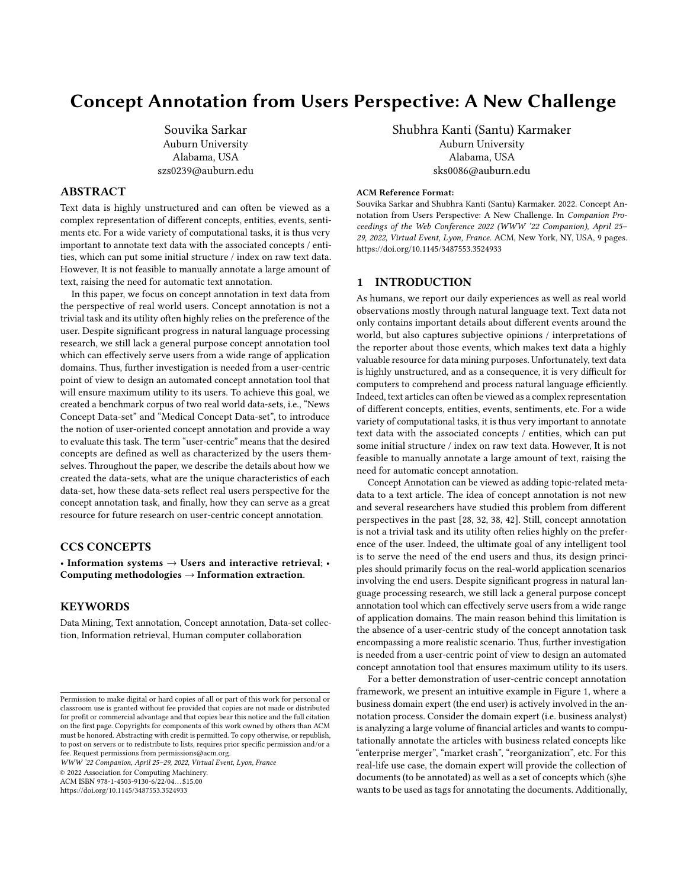# Concept Annotation from Users Perspective: A New Challenge

Souvika Sarkar
Auburn University
Alabama, USA
szs0239@auburn.edu

Shubhra Kanti (Santu) Karmaker
Auburn University
Alabama, USA
sks0086@auburn.edu

## ABSTRACT

Text data is highly unstructured and can often be viewed as a complex representation of different concepts, entities, events, sentiments etc. For a wide variety of computational tasks, it is thus very important to annotate text data with the associated concepts / entities, which can put some initial structure / index on raw text data. However, It is not feasible to manually annotate a large amount of text, raising the need for automatic text annotation.

In this paper, we focus on concept annotation in text data from the perspective of real world users. Concept annotation is not a trivial task and its utility often highly relies on the preference of the user. Despite significant progress in natural language processing research, we still lack a general purpose concept annotation tool which can effectively serve users from a wide range of application domains. Thus, further investigation is needed from a user-centric point of view to design an automated concept annotation tool that will ensure maximum utility to its users. To achieve this goal, we created a benchmark corpus of two real world data-sets, i.e., "News Concept Data-set" and "Medical Concept Data-set", to introduce the notion of user-oriented concept annotation and provide a way to evaluate this task. The term "user-centric" means that the desired concepts are defined as well as characterized by the users themselves. Throughout the paper, we describe the details about how we created the data-sets, what are the unique characteristics of each data-set, how these data-sets reflect real users perspective for the concept annotation task, and finally, how they can serve as a great resource for future research on user-centric concept annotation.

## CCS CONCEPTS

• **Information systems → Users and interactive retrieval**; • **Computing methodologies → Information extraction**.

## KEYWORDS

Data Mining, Text annotation, Concept annotation, Data-set collection, Information retrieval, Human computer collaboration

Permission to make digital or hard copies of all or part of this work for personal or classroom use is granted without fee provided that copies are not made or distributed for profit or commercial advantage and that copies bear this notice and the full citation on the first page. Copyrights for components of this work owned by others than ACM must be honored. Abstracting with credit is permitted. To copy otherwise, or republish, to post on servers or to redistribute to lists, requires prior specific permission and/or a fee. Request permissions from permissions@acm.org.
*WWW '22 Companion, April 25–29, 2022, Virtual Event, Lyon, France*
© 2022 Association for Computing Machinery.
ACM ISBN 978-1-4503-9130-6/22/04…$15.00
https://doi.org/10.1145/3487553.3524933

**ACM Reference Format:**
Souvika Sarkar and Shubhra Kanti (Santu) Karmaker. 2022. Concept Annotation from Users Perspective: A New Challenge. In *Companion Proceedings of the Web Conference 2022 (WWW '22 Companion), April 25–29, 2022, Virtual Event, Lyon, France.* ACM, New York, NY, USA, 9 pages. https://doi.org/10.1145/3487553.3524933

## 1 INTRODUCTION

As humans, we report our daily experiences as well as real world observations mostly through natural language text. Text data not only contains important details about different events around the world, but also captures subjective opinions / interpretations of the reporter about those events, which makes text data a highly valuable resource for data mining purposes. Unfortunately, text data is highly unstructured, and as a consequence, it is very difficult for computers to comprehend and process natural language efficiently. Indeed, text articles can often be viewed as a complex representation of different concepts, entities, events, sentiments, etc. For a wide variety of computational tasks, it is thus very important to annotate text data with the associated concepts / entities, which can put some initial structure / index on raw text data. However, It is not feasible to manually annotate a large amount of text, raising the need for automatic concept annotation.

Concept Annotation can be viewed as adding topic-related metadata to a text article. The idea of concept annotation is not new and several researchers have studied this problem from different perspectives in the past [28, 32, 38, 42]. Still, concept annotation is not a trivial task and its utility often relies highly on the preference of the user. Indeed, the ultimate goal of any intelligent tool is to serve the need of the end users and thus, its design principles should primarily focus on the real-world application scenarios involving the end users. Despite significant progress in natural language processing research, we still lack a general purpose concept annotation tool which can effectively serve users from a wide range of application domains. The main reason behind this limitation is the absence of a user-centric study of the concept annotation task encompassing a more realistic scenario. Thus, further investigation is needed from a user-centric point of view to design an automated concept annotation tool that ensures maximum utility to its users.

For a better demonstration of user-centric concept annotation framework, we present an intuitive example in Figure 1, where a business domain expert (the end user) is actively involved in the annotation process. Consider the domain expert (i.e. business analyst) is analyzing a large volume of financial articles and wants to computationally annotate the articles with business related concepts like "enterprise merger", "market crash", "reorganization", etc. For this real-life use case, the domain expert will provide the collection of documents (to be annotated) as well as a set of concepts which (s)he wants to be used as tags for annotating the documents. Additionally,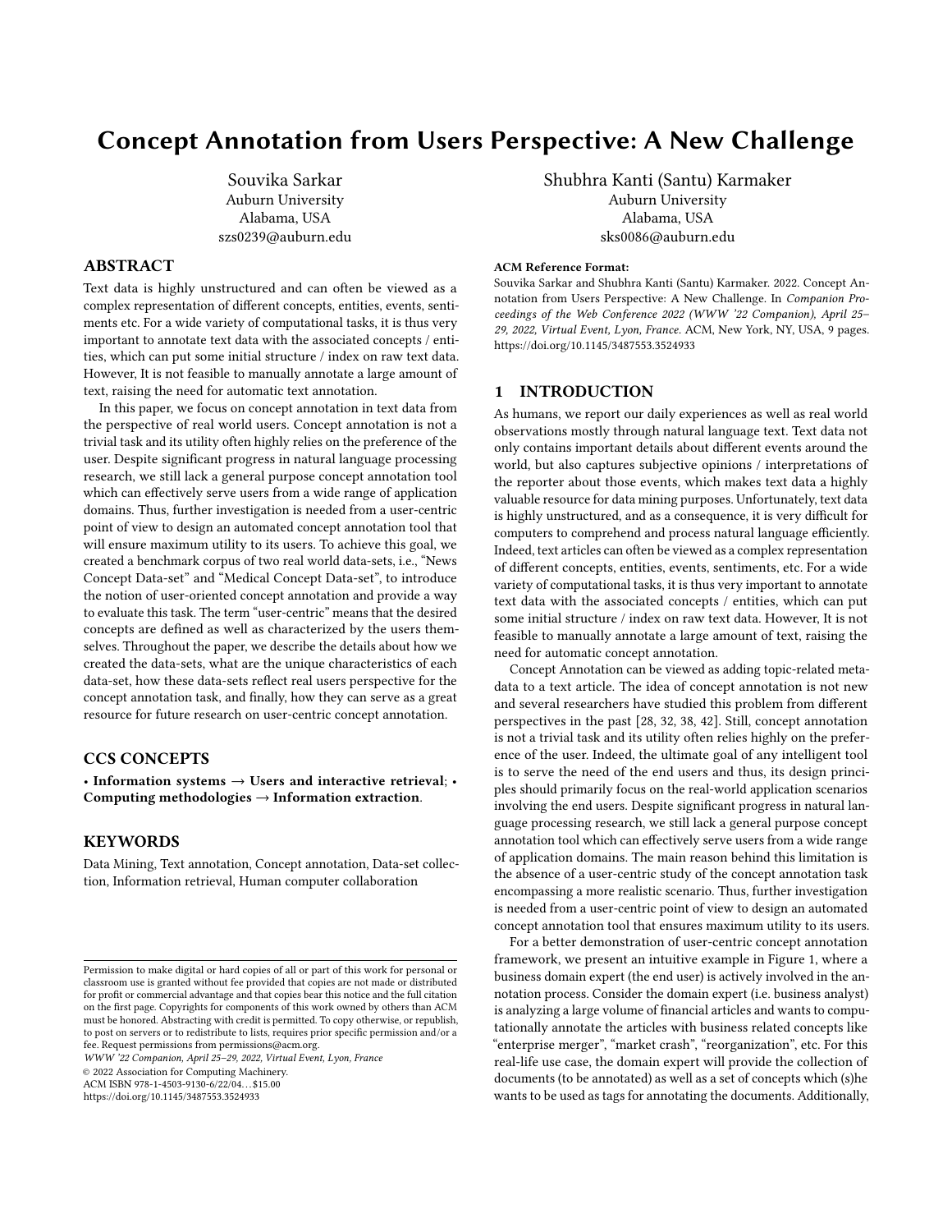# Concept Annotation from Users Perspective: A New Challenge

Souvika Sarkar
Auburn University
Alabama, USA
szs0239@auburn.edu

Shubhra Kanti (Santu) Karmaker
Auburn University
Alabama, USA
sks0086@auburn.edu

## ABSTRACT

Text data is highly unstructured and can often be viewed as a complex representation of different concepts, entities, events, sentiments etc. For a wide variety of computational tasks, it is thus very important to annotate text data with the associated concepts / entities, which can put some initial structure / index on raw text data. However, It is not feasible to manually annotate a large amount of text, raising the need for automatic text annotation.

In this paper, we focus on concept annotation in text data from the perspective of real world users. Concept annotation is not a trivial task and its utility often highly relies on the preference of the user. Despite significant progress in natural language processing research, we still lack a general purpose concept annotation tool which can effectively serve users from a wide range of application domains. Thus, further investigation is needed from a user-centric point of view to design an automated concept annotation tool that will ensure maximum utility to its users. To achieve this goal, we created a benchmark corpus of two real world data-sets, i.e., "News Concept Data-set" and "Medical Concept Data-set", to introduce the notion of user-oriented concept annotation and provide a way to evaluate this task. The term "user-centric" means that the desired concepts are defined as well as characterized by the users themselves. Throughout the paper, we describe the details about how we created the data-sets, what are the unique characteristics of each data-set, how these data-sets reflect real users perspective for the concept annotation task, and finally, how they can serve as a great resource for future research on user-centric concept annotation.

## CCS CONCEPTS

• **Information systems → Users and interactive retrieval**; • **Computing methodologies → Information extraction**.

## KEYWORDS

Data Mining, Text annotation, Concept annotation, Data-set collection, Information retrieval, Human computer collaboration

Permission to make digital or hard copies of all or part of this work for personal or classroom use is granted without fee provided that copies are not made or distributed for profit or commercial advantage and that copies bear this notice and the full citation on the first page. Copyrights for components of this work owned by others than ACM must be honored. Abstracting with credit is permitted. To copy otherwise, or republish, to post on servers or to redistribute to lists, requires prior specific permission and/or a fee. Request permissions from permissions@acm.org.
*WWW '22 Companion, April 25–29, 2022, Virtual Event, Lyon, France*
© 2022 Association for Computing Machinery.
ACM ISBN 978-1-4503-9130-6/22/04...$15.00
https://doi.org/10.1145/3487553.3524933

**ACM Reference Format:**
Souvika Sarkar and Shubhra Kanti (Santu) Karmaker. 2022. Concept Annotation from Users Perspective: A New Challenge. In *Companion Proceedings of the Web Conference 2022 (WWW '22 Companion), April 25–29, 2022, Virtual Event, Lyon, France.* ACM, New York, NY, USA, 9 pages. https://doi.org/10.1145/3487553.3524933

## 1 INTRODUCTION

As humans, we report our daily experiences as well as real world observations mostly through natural language text. Text data not only contains important details about different events around the world, but also captures subjective opinions / interpretations of the reporter about those events, which makes text data a highly valuable resource for data mining purposes. Unfortunately, text data is highly unstructured, and as a consequence, it is very difficult for computers to comprehend and process natural language efficiently. Indeed, text articles can often be viewed as a complex representation of different concepts, entities, events, sentiments, etc. For a wide variety of computational tasks, it is thus very important to annotate text data with the associated concepts / entities, which can put some initial structure / index on raw text data. However, It is not feasible to manually annotate a large amount of text, raising the need for automatic concept annotation.

Concept Annotation can be viewed as adding topic-related metadata to a text article. The idea of concept annotation is not new and several researchers have studied this problem from different perspectives in the past [28, 32, 38, 42]. Still, concept annotation is not a trivial task and its utility often relies highly on the preference of the user. Indeed, the ultimate goal of any intelligent tool is to serve the need of the end users and thus, its design principles should primarily focus on the real-world application scenarios involving the end users. Despite significant progress in natural language processing research, we still lack a general purpose concept annotation tool which can effectively serve users from a wide range of application domains. The main reason behind this limitation is the absence of a user-centric study of the concept annotation task encompassing a more realistic scenario. Thus, further investigation is needed from a user-centric point of view to design an automated concept annotation tool that ensures maximum utility to its users.

For a better demonstration of user-centric concept annotation framework, we present an intuitive example in Figure 1, where a business domain expert (the end user) is actively involved in the annotation process. Consider the domain expert (i.e. business analyst) is analyzing a large volume of financial articles and wants to computationally annotate the articles with business related concepts like "enterprise merger", "market crash", "reorganization", etc. For this real-life use case, the domain expert will provide the collection of documents (to be annotated) as well as a set of concepts which (s)he wants to be used as tags for annotating the documents. Additionally,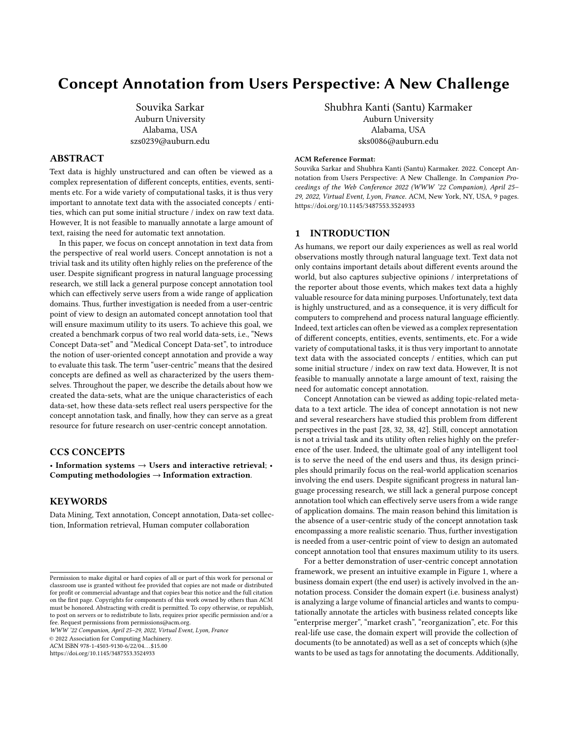# Concept Annotation from Users Perspective: A New Challenge

Souvika Sarkar
Auburn University
Alabama, USA
szs0239@auburn.edu

Shubhra Kanti (Santu) Karmaker
Auburn University
Alabama, USA
sks0086@auburn.edu

## ABSTRACT

Text data is highly unstructured and can often be viewed as a complex representation of different concepts, entities, events, sentiments etc. For a wide variety of computational tasks, it is thus very important to annotate text data with the associated concepts / entities, which can put some initial structure / index on raw text data. However, It is not feasible to manually annotate a large amount of text, raising the need for automatic text annotation.

In this paper, we focus on concept annotation in text data from the perspective of real world users. Concept annotation is not a trivial task and its utility often highly relies on the preference of the user. Despite significant progress in natural language processing research, we still lack a general purpose concept annotation tool which can effectively serve users from a wide range of application domains. Thus, further investigation is needed from a user-centric point of view to design an automated concept annotation tool that will ensure maximum utility to its users. To achieve this goal, we created a benchmark corpus of two real world data-sets, i.e., "News Concept Data-set" and "Medical Concept Data-set", to introduce the notion of user-oriented concept annotation and provide a way to evaluate this task. The term "user-centric" means that the desired concepts are defined as well as characterized by the users themselves. Throughout the paper, we describe the details about how we created the data-sets, what are the unique characteristics of each data-set, how these data-sets reflect real users perspective for the concept annotation task, and finally, how they can serve as a great resource for future research on user-centric concept annotation.

## CCS CONCEPTS

• **Information systems → Users and interactive retrieval**; • **Computing methodologies → Information extraction**.

## KEYWORDS

Data Mining, Text annotation, Concept annotation, Data-set collection, Information retrieval, Human computer collaboration

Permission to make digital or hard copies of all or part of this work for personal or classroom use is granted without fee provided that copies are not made or distributed for profit or commercial advantage and that copies bear this notice and the full citation on the first page. Copyrights for components of this work owned by others than ACM must be honored. Abstracting with credit is permitted. To copy otherwise, or republish, to post on servers or to redistribute to lists, requires prior specific permission and/or a fee. Request permissions from permissions@acm.org.
*WWW '22 Companion, April 25–29, 2022, Virtual Event, Lyon, France*
© 2022 Association for Computing Machinery.
ACM ISBN 978-1-4503-9130-6/22/04…$15.00
https://doi.org/10.1145/3487553.3524933

**ACM Reference Format:**
Souvika Sarkar and Shubhra Kanti (Santu) Karmaker. 2022. Concept Annotation from Users Perspective: A New Challenge. In *Companion Proceedings of the Web Conference 2022 (WWW '22 Companion), April 25–29, 2022, Virtual Event, Lyon, France.* ACM, New York, NY, USA, 9 pages. https://doi.org/10.1145/3487553.3524933

## 1 INTRODUCTION

As humans, we report our daily experiences as well as real world observations mostly through natural language text. Text data not only contains important details about different events around the world, but also captures subjective opinions / interpretations of the reporter about those events, which makes text data a highly valuable resource for data mining purposes. Unfortunately, text data is highly unstructured, and as a consequence, it is very difficult for computers to comprehend and process natural language efficiently. Indeed, text articles can often be viewed as a complex representation of different concepts, entities, events, sentiments, etc. For a wide variety of computational tasks, it is thus very important to annotate text data with the associated concepts / entities, which can put some initial structure / index on raw text data. However, It is not feasible to manually annotate a large amount of text, raising the need for automatic concept annotation.

Concept Annotation can be viewed as adding topic-related metadata to a text article. The idea of concept annotation is not new and several researchers have studied this problem from different perspectives in the past [28, 32, 38, 42]. Still, concept annotation is not a trivial task and its utility often relies highly on the preference of the user. Indeed, the ultimate goal of any intelligent tool is to serve the need of the end users and thus, its design principles should primarily focus on the real-world application scenarios involving the end users. Despite significant progress in natural language processing research, we still lack a general purpose concept annotation tool which can effectively serve users from a wide range of application domains. The main reason behind this limitation is the absence of a user-centric study of the concept annotation task encompassing a more realistic scenario. Thus, further investigation is needed from a user-centric point of view to design an automated concept annotation tool that ensures maximum utility to its users.

For a better demonstration of user-centric concept annotation framework, we present an intuitive example in Figure 1, where a business domain expert (the end user) is actively involved in the annotation process. Consider the domain expert (i.e. business analyst) is analyzing a large volume of financial articles and wants to computationally annotate the articles with business related concepts like "enterprise merger", "market crash", "reorganization", etc. For this real-life use case, the domain expert will provide the collection of documents (to be annotated) as well as a set of concepts which (s)he wants to be used as tags for annotating the documents. Additionally,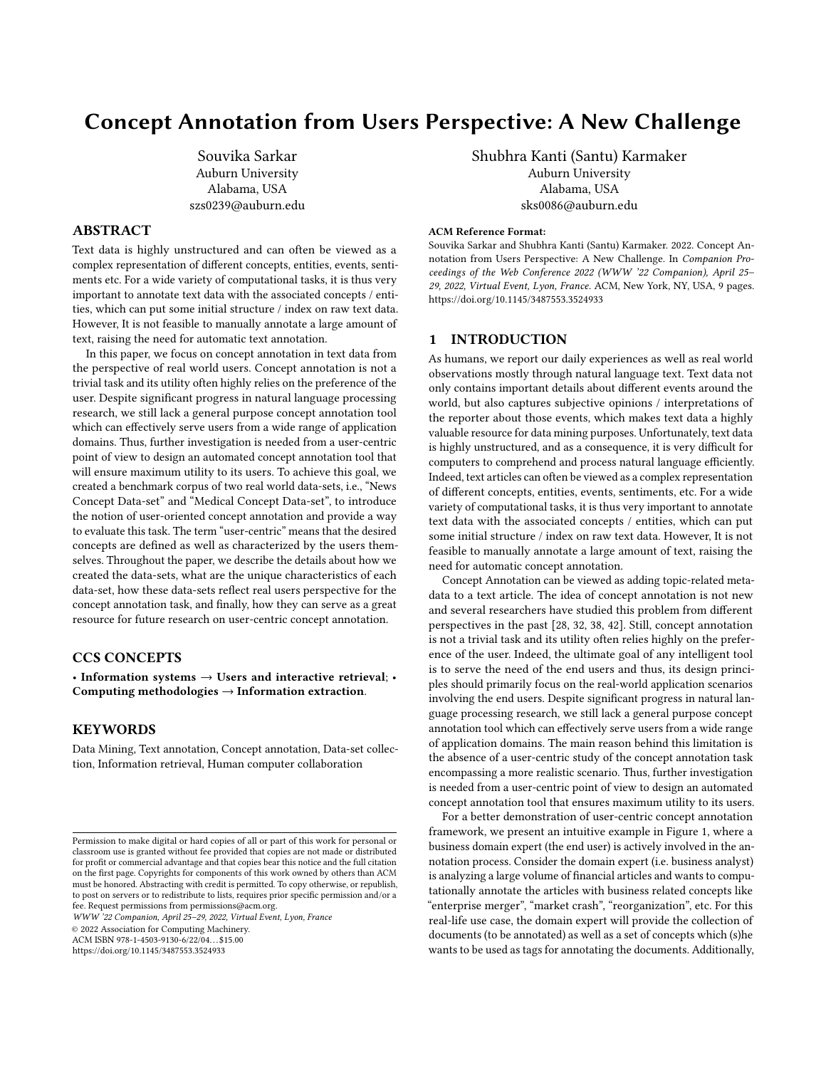# Concept Annotation from Users Perspective: A New Challenge

Souvika Sarkar
Auburn University
Alabama, USA
szs0239@auburn.edu

Shubhra Kanti (Santu) Karmaker
Auburn University
Alabama, USA
sks0086@auburn.edu

## ABSTRACT

Text data is highly unstructured and can often be viewed as a complex representation of different concepts, entities, events, sentiments etc. For a wide variety of computational tasks, it is thus very important to annotate text data with the associated concepts / entities, which can put some initial structure / index on raw text data. However, It is not feasible to manually annotate a large amount of text, raising the need for automatic text annotation.

In this paper, we focus on concept annotation in text data from the perspective of real world users. Concept annotation is not a trivial task and its utility often highly relies on the preference of the user. Despite significant progress in natural language processing research, we still lack a general purpose concept annotation tool which can effectively serve users from a wide range of application domains. Thus, further investigation is needed from a user-centric point of view to design an automated concept annotation tool that will ensure maximum utility to its users. To achieve this goal, we created a benchmark corpus of two real world data-sets, i.e., "News Concept Data-set" and "Medical Concept Data-set", to introduce the notion of user-oriented concept annotation and provide a way to evaluate this task. The term "user-centric" means that the desired concepts are defined as well as characterized by the users themselves. Throughout the paper, we describe the details about how we created the data-sets, what are the unique characteristics of each data-set, how these data-sets reflect real users perspective for the concept annotation task, and finally, how they can serve as a great resource for future research on user-centric concept annotation.

## CCS CONCEPTS

• **Information systems** → **Users and interactive retrieval**; • **Computing methodologies** → **Information extraction**.

## KEYWORDS

Data Mining, Text annotation, Concept annotation, Data-set collection, Information retrieval, Human computer collaboration

Permission to make digital or hard copies of all or part of this work for personal or classroom use is granted without fee provided that copies are not made or distributed for profit or commercial advantage and that copies bear this notice and the full citation on the first page. Copyrights for components of this work owned by others than ACM must be honored. Abstracting with credit is permitted. To copy otherwise, or republish, to post on servers or to redistribute to lists, requires prior specific permission and/or a fee. Request permissions from permissions@acm.org.
*WWW '22 Companion, April 25–29, 2022, Virtual Event, Lyon, France*
© 2022 Association for Computing Machinery.
ACM ISBN 978-1-4503-9130-6/22/04…$15.00
https://doi.org/10.1145/3487553.3524933

**ACM Reference Format:**
Souvika Sarkar and Shubhra Kanti (Santu) Karmaker. 2022. Concept Annotation from Users Perspective: A New Challenge. In *Companion Proceedings of the Web Conference 2022 (WWW '22 Companion), April 25–29, 2022, Virtual Event, Lyon, France.* ACM, New York, NY, USA, 9 pages. https://doi.org/10.1145/3487553.3524933

## 1 INTRODUCTION

As humans, we report our daily experiences as well as real world observations mostly through natural language text. Text data not only contains important details about different events around the world, but also captures subjective opinions / interpretations of the reporter about those events, which makes text data a highly valuable resource for data mining purposes. Unfortunately, text data is highly unstructured, and as a consequence, it is very difficult for computers to comprehend and process natural language efficiently. Indeed, text articles can often be viewed as a complex representation of different concepts, entities, events, sentiments, etc. For a wide variety of computational tasks, it is thus very important to annotate text data with the associated concepts / entities, which can put some initial structure / index on raw text data. However, It is not feasible to manually annotate a large amount of text, raising the need for automatic concept annotation.

Concept Annotation can be viewed as adding topic-related metadata to a text article. The idea of concept annotation is not new and several researchers have studied this problem from different perspectives in the past [28, 32, 38, 42]. Still, concept annotation is not a trivial task and its utility often relies highly on the preference of the user. Indeed, the ultimate goal of any intelligent tool is to serve the need of the end users and thus, its design principles should primarily focus on the real-world application scenarios involving the end users. Despite significant progress in natural language processing research, we still lack a general purpose concept annotation tool which can effectively serve users from a wide range of application domains. The main reason behind this limitation is the absence of a user-centric study of the concept annotation task encompassing a more realistic scenario. Thus, further investigation is needed from a user-centric point of view to design an automated concept annotation tool that ensures maximum utility to its users.

For a better demonstration of user-centric concept annotation framework, we present an intuitive example in Figure 1, where a business domain expert (the end user) is actively involved in the annotation process. Consider the domain expert (i.e. business analyst) is analyzing a large volume of financial articles and wants to computationally annotate the articles with business related concepts like "enterprise merger", "market crash", "reorganization", etc. For this real-life use case, the domain expert will provide the collection of documents (to be annotated) as well as a set of concepts which (s)he wants to be used as tags for annotating the documents. Additionally,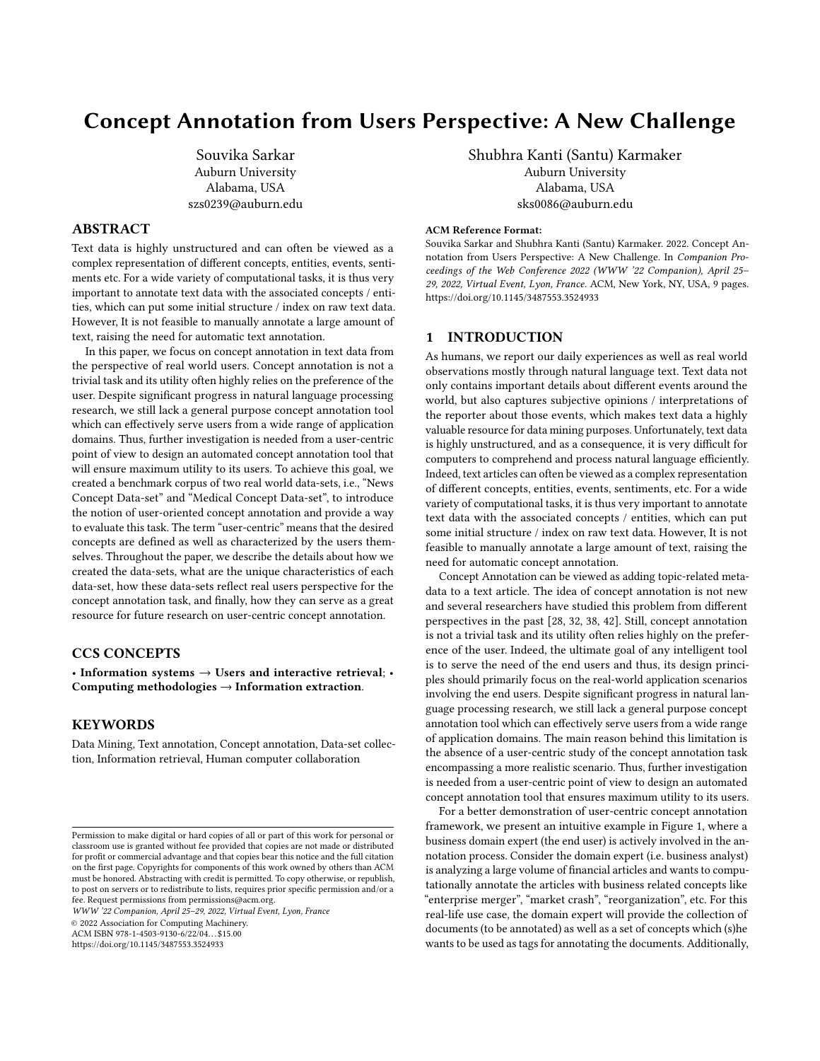# Concept Annotation from Users Perspective: A New Challenge

Souvika Sarkar
Auburn University
Alabama, USA
szs0239@auburn.edu

Shubhra Kanti (Santu) Karmaker
Auburn University
Alabama, USA
sks0086@auburn.edu

## ABSTRACT

Text data is highly unstructured and can often be viewed as a complex representation of different concepts, entities, events, sentiments etc. For a wide variety of computational tasks, it is thus very important to annotate text data with the associated concepts / entities, which can put some initial structure / index on raw text data. However, It is not feasible to manually annotate a large amount of text, raising the need for automatic text annotation.

In this paper, we focus on concept annotation in text data from the perspective of real world users. Concept annotation is not a trivial task and its utility often highly relies on the preference of the user. Despite significant progress in natural language processing research, we still lack a general purpose concept annotation tool which can effectively serve users from a wide range of application domains. Thus, further investigation is needed from a user-centric point of view to design an automated concept annotation tool that will ensure maximum utility to its users. To achieve this goal, we created a benchmark corpus of two real world data-sets, i.e., "News Concept Data-set" and "Medical Concept Data-set", to introduce the notion of user-oriented concept annotation and provide a way to evaluate this task. The term "user-centric" means that the desired concepts are defined as well as characterized by the users themselves. Throughout the paper, we describe the details about how we created the data-sets, what are the unique characteristics of each data-set, how these data-sets reflect real users perspective for the concept annotation task, and finally, how they can serve as a great resource for future research on user-centric concept annotation.

## CCS CONCEPTS

• **Information systems** → **Users and interactive retrieval**; • **Computing methodologies** → **Information extraction**.

## KEYWORDS

Data Mining, Text annotation, Concept annotation, Data-set collection, Information retrieval, Human computer collaboration

Permission to make digital or hard copies of all or part of this work for personal or classroom use is granted without fee provided that copies are not made or distributed for profit or commercial advantage and that copies bear this notice and the full citation on the first page. Copyrights for components of this work owned by others than ACM must be honored. Abstracting with credit is permitted. To copy otherwise, or republish, to post on servers or to redistribute to lists, requires prior specific permission and/or a fee. Request permissions from permissions@acm.org.
*WWW '22 Companion, April 25–29, 2022, Virtual Event, Lyon, France*
© 2022 Association for Computing Machinery.
ACM ISBN 978-1-4503-9130-6/22/04…$15.00
https://doi.org/10.1145/3487553.3524933

**ACM Reference Format:**
Souvika Sarkar and Shubhra Kanti (Santu) Karmaker. 2022. Concept Annotation from Users Perspective: A New Challenge. In *Companion Proceedings of the Web Conference 2022 (WWW '22 Companion), April 25–29, 2022, Virtual Event, Lyon, France.* ACM, New York, NY, USA, 9 pages. https://doi.org/10.1145/3487553.3524933

## 1 INTRODUCTION

As humans, we report our daily experiences as well as real world observations mostly through natural language text. Text data not only contains important details about different events around the world, but also captures subjective opinions / interpretations of the reporter about those events, which makes text data a highly valuable resource for data mining purposes. Unfortunately, text data is highly unstructured, and as a consequence, it is very difficult for computers to comprehend and process natural language efficiently. Indeed, text articles can often be viewed as a complex representation of different concepts, entities, events, sentiments, etc. For a wide variety of computational tasks, it is thus very important to annotate text data with the associated concepts / entities, which can put some initial structure / index on raw text data. However, It is not feasible to manually annotate a large amount of text, raising the need for automatic concept annotation.

Concept Annotation can be viewed as adding topic-related metadata to a text article. The idea of concept annotation is not new and several researchers have studied this problem from different perspectives in the past [28, 32, 38, 42]. Still, concept annotation is not a trivial task and its utility often relies highly on the preference of the user. Indeed, the ultimate goal of any intelligent tool is to serve the need of the end users and thus, its design principles should primarily focus on the real-world application scenarios involving the end users. Despite significant progress in natural language processing research, we still lack a general purpose concept annotation tool which can effectively serve users from a wide range of application domains. The main reason behind this limitation is the absence of a user-centric study of the concept annotation task encompassing a more realistic scenario. Thus, further investigation is needed from a user-centric point of view to design an automated concept annotation tool that ensures maximum utility to its users.

For a better demonstration of user-centric concept annotation framework, we present an intuitive example in Figure 1, where a business domain expert (the end user) is actively involved in the annotation process. Consider the domain expert (i.e. business analyst) is analyzing a large volume of financial articles and wants to computationally annotate the articles with business related concepts like "enterprise merger", "market crash", "reorganization", etc. For this real-life use case, the domain expert will provide the collection of documents (to be annotated) as well as a set of concepts which (s)he wants to be used as tags for annotating the documents. Additionally,